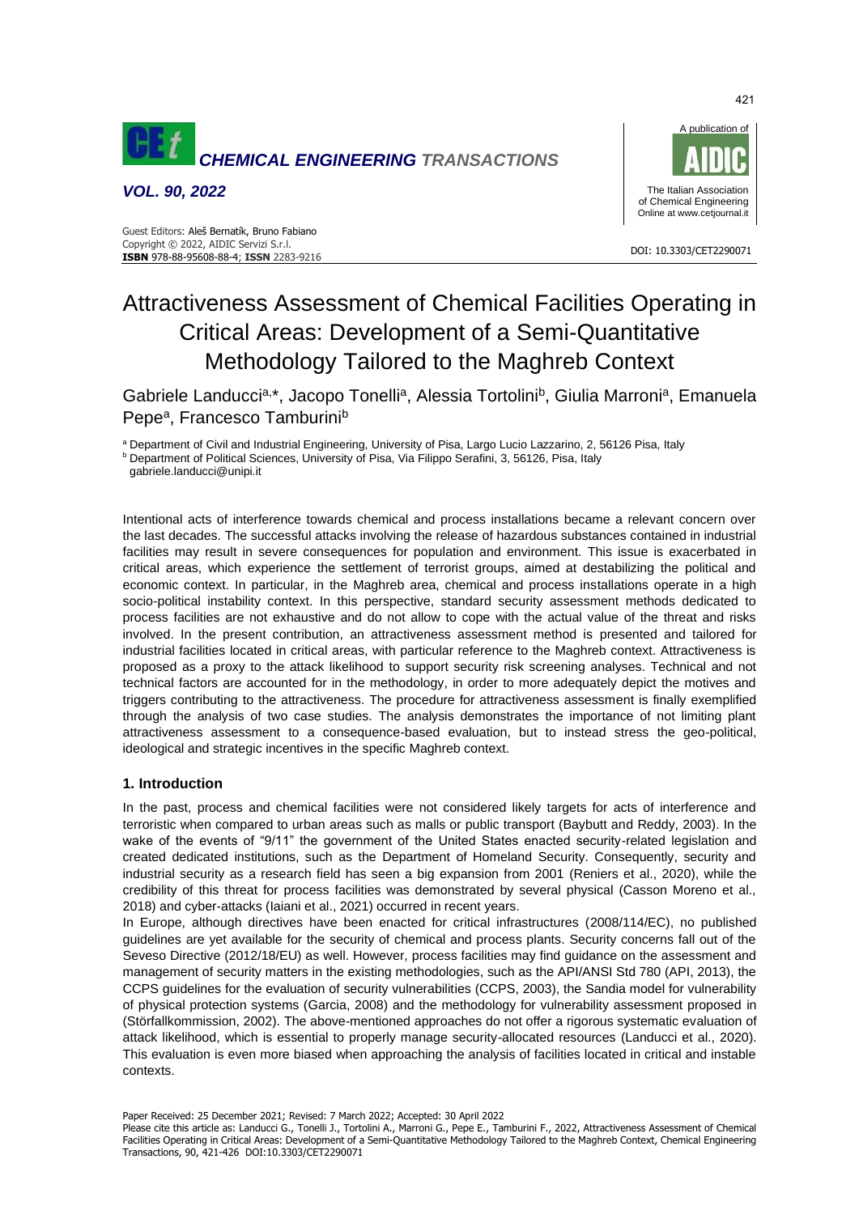# Attractiveness Assessment of Chemical Facilities Operating in Critical Areas: Development of a Semi-Quantitative Methodology Tailored to the Maghreb Context

Gabriele Landucci[a,*], Jacopo Tonelli[a], Alessia Tortolini[b], Giulia Marroni[a], Emanuela Pepe[a], Francesco Tamburini[b]

[a] Department of Civil and Industrial Engineering, University of Pisa, Largo Lucio Lazzarino, 2, 56126 Pisa, Italy
[b] Department of Political Sciences, University of Pisa, Via Filippo Serafini, 3, 56126, Pisa, Italy
gabriele.landucci@unipi.it

Intentional acts of interference towards chemical and process installations became a relevant concern over the last decades. The successful attacks involving the release of hazardous substances contained in industrial facilities may result in severe consequences for population and environment. This issue is exacerbated in critical areas, which experience the settlement of terrorist groups, aimed at destabilizing the political and economic context. In particular, in the Maghreb area, chemical and process installations operate in a high socio-political instability context. In this perspective, standard security assessment methods dedicated to process facilities are not exhaustive and do not allow to cope with the actual value of the threat and risks involved. In the present contribution, an attractiveness assessment method is presented and tailored for industrial facilities located in critical areas, with particular reference to the Maghreb context. Attractiveness is proposed as a proxy to the attack likelihood to support security risk screening analyses. Technical and not technical factors are accounted for in the methodology, in order to more adequately depict the motives and triggers contributing to the attractiveness. The procedure for attractiveness assessment is finally exemplified through the analysis of two case studies. The analysis demonstrates the importance of not limiting plant attractiveness assessment to a consequence-based evaluation, but to instead stress the geo-political, ideological and strategic incentives in the specific Maghreb context.

## 1. Introduction

In the past, process and chemical facilities were not considered likely targets for acts of interference and terroristic when compared to urban areas such as malls or public transport (Baybutt and Reddy, 2003). In the wake of the events of "9/11" the government of the United States enacted security-related legislation and created dedicated institutions, such as the Department of Homeland Security. Consequently, security and industrial security as a research field has seen a big expansion from 2001 (Reniers et al., 2020), while the credibility of this threat for process facilities was demonstrated by several physical (Casson Moreno et al., 2018) and cyber-attacks (Iaiani et al., 2021) occurred in recent years.

In Europe, although directives have been enacted for critical infrastructures (2008/114/EC), no published guidelines are yet available for the security of chemical and process plants. Security concerns fall out of the Seveso Directive (2012/18/EU) as well. However, process facilities may find guidance on the assessment and management of security matters in the existing methodologies, such as the API/ANSI Std 780 (API, 2013), the CCPS guidelines for the evaluation of security vulnerabilities (CCPS, 2003), the Sandia model for vulnerability of physical protection systems (Garcia, 2008) and the methodology for vulnerability assessment proposed in (Störfallkommission, 2002). The above-mentioned approaches do not offer a rigorous systematic evaluation of attack likelihood, which is essential to properly manage security-allocated resources (Landucci et al., 2020). This evaluation is even more biased when approaching the analysis of facilities located in critical and instable contexts.

Paper Received: 25 December 2021; Revised: 7 March 2022; Accepted: 30 April 2022

Please cite this article as: Landucci G., Tonelli J., Tortolini A., Marroni G., Pepe E., Tamburini F., 2022, Attractiveness Assessment of Chemical Facilities Operating in Critical Areas: Development of a Semi-Quantitative Methodology Tailored to the Maghreb Context, Chemical Engineering Transactions, 90, 421-426 DOI:10.3303/CET2290071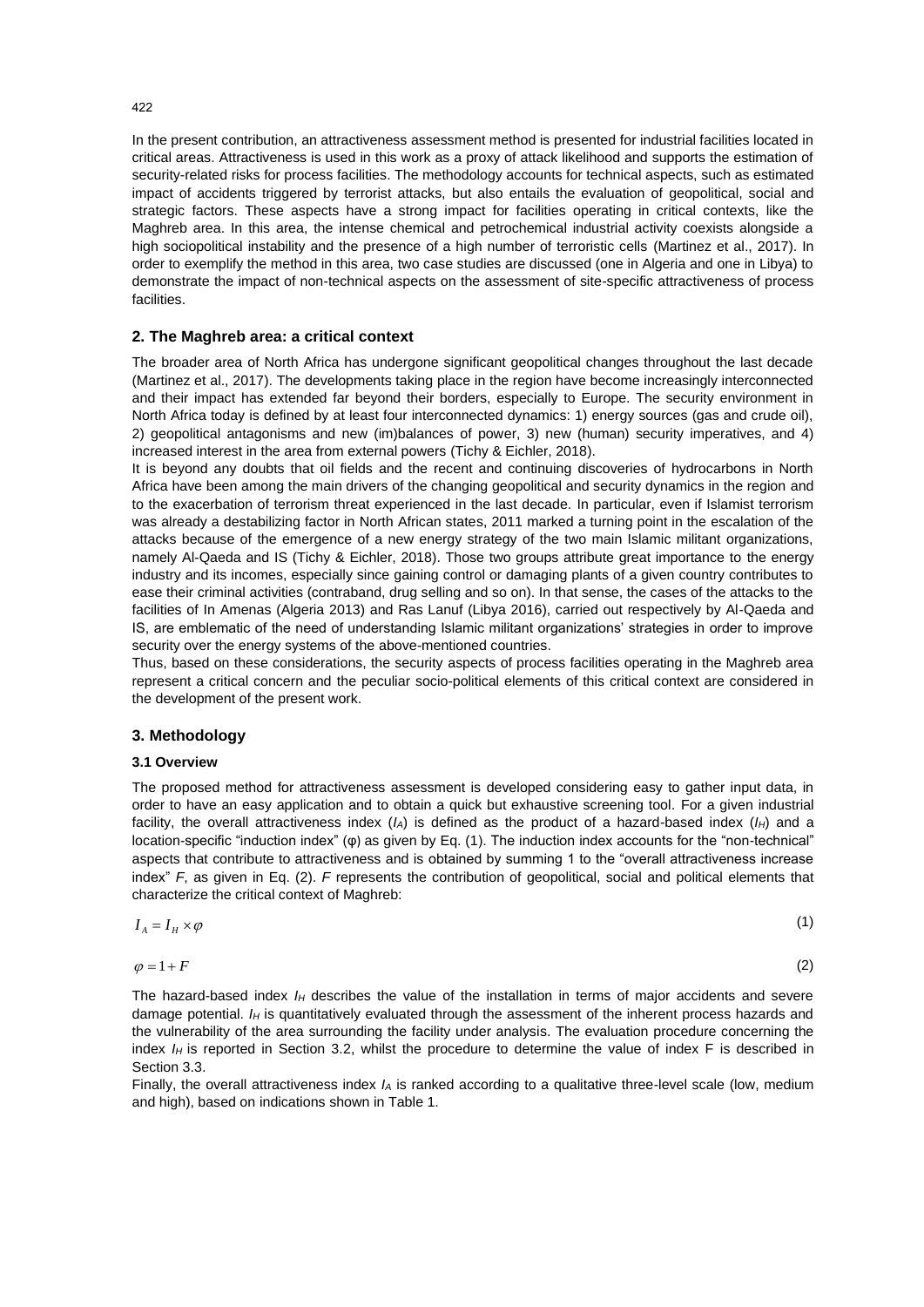In the present contribution, an attractiveness assessment method is presented for industrial facilities located in critical areas. Attractiveness is used in this work as a proxy of attack likelihood and supports the estimation of security-related risks for process facilities. The methodology accounts for technical aspects, such as estimated impact of accidents triggered by terrorist attacks, but also entails the evaluation of geopolitical, social and strategic factors. These aspects have a strong impact for facilities operating in critical contexts, like the Maghreb area. In this area, the intense chemical and petrochemical industrial activity coexists alongside a high sociopolitical instability and the presence of a high number of terroristic cells (Martinez et al., 2017). In order to exemplify the method in this area, two case studies are discussed (one in Algeria and one in Libya) to demonstrate the impact of non-technical aspects on the assessment of site-specific attractiveness of process facilities.

## 2. The Maghreb area: a critical context

The broader area of North Africa has undergone significant geopolitical changes throughout the last decade (Martinez et al., 2017). The developments taking place in the region have become increasingly interconnected and their impact has extended far beyond their borders, especially to Europe. The security environment in North Africa today is defined by at least four interconnected dynamics: 1) energy sources (gas and crude oil), 2) geopolitical antagonisms and new (im)balances of power, 3) new (human) security imperatives, and 4) increased interest in the area from external powers (Tichy & Eichler, 2018).

It is beyond any doubts that oil fields and the recent and continuing discoveries of hydrocarbons in North Africa have been among the main drivers of the changing geopolitical and security dynamics in the region and to the exacerbation of terrorism threat experienced in the last decade. In particular, even if Islamist terrorism was already a destabilizing factor in North African states, 2011 marked a turning point in the escalation of the attacks because of the emergence of a new energy strategy of the two main Islamic militant organizations, namely Al-Qaeda and IS (Tichy & Eichler, 2018). Those two groups attribute great importance to the energy industry and its incomes, especially since gaining control or damaging plants of a given country contributes to ease their criminal activities (contraband, drug selling and so on). In that sense, the cases of the attacks to the facilities of In Amenas (Algeria 2013) and Ras Lanuf (Libya 2016), carried out respectively by Al-Qaeda and IS, are emblematic of the need of understanding Islamic militant organizations' strategies in order to improve security over the energy systems of the above-mentioned countries.

Thus, based on these considerations, the security aspects of process facilities operating in the Maghreb area represent a critical concern and the peculiar socio-political elements of this critical context are considered in the development of the present work.

## 3. Methodology

### 3.1 Overview

The proposed method for attractiveness assessment is developed considering easy to gather input data, in order to have an easy application and to obtain a quick but exhaustive screening tool. For a given industrial facility, the overall attractiveness index ($I_A$) is defined as the product of a hazard-based index ($I_H$) and a location-specific "induction index" ($\varphi$) as given by Eq. (1). The induction index accounts for the "non-technical" aspects that contribute to attractiveness and is obtained by summing 1 to the "overall attractiveness increase index" $F$, as given in Eq. (2). $F$ represents the contribution of geopolitical, social and political elements that characterize the critical context of Maghreb:

$$I_A = I_H \times \varphi \tag{1}$$

$$\varphi = 1 + F \tag{2}$$

The hazard-based index $I_H$ describes the value of the installation in terms of major accidents and severe damage potential. $I_H$ is quantitatively evaluated through the assessment of the inherent process hazards and the vulnerability of the area surrounding the facility under analysis. The evaluation procedure concerning the index $I_H$ is reported in Section 3.2, whilst the procedure to determine the value of index F is described in Section 3.3.

Finally, the overall attractiveness index $I_A$ is ranked according to a qualitative three-level scale (low, medium and high), based on indications shown in Table 1.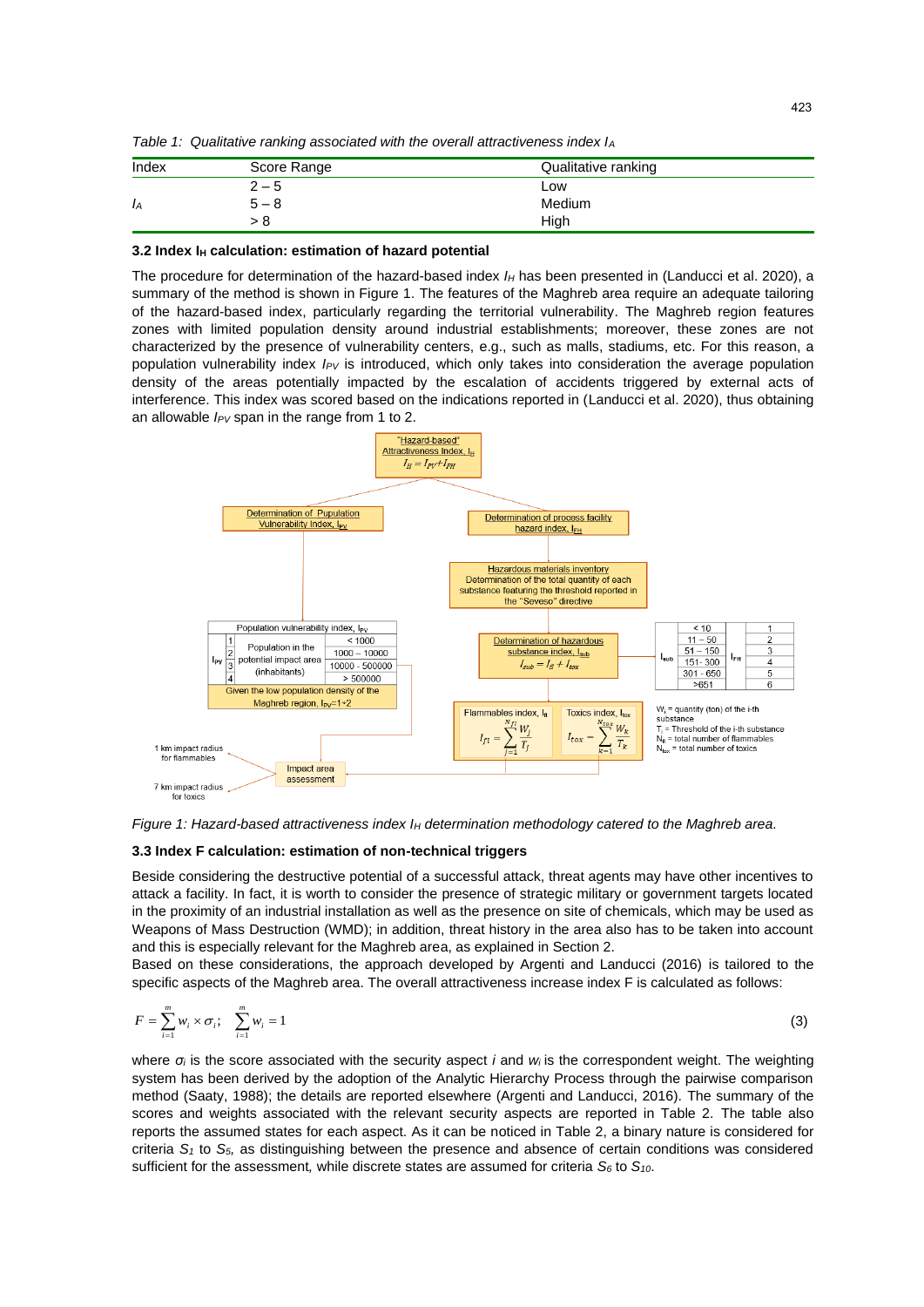Table 1: *Qualitative ranking associated with the overall attractiveness index $I_A$*

| Index | Score Range | Qualitative ranking |
|---|---|---|
| | 2 – 5 | Low |
| $I_A$ | 5 – 8 | Medium |
| | > 8 | High |

### 3.2 Index $I_H$ calculation: estimation of hazard potential

The procedure for determination of the hazard-based index $I_H$ has been presented in (Landucci et al. 2020), a summary of the method is shown in Figure 1. The features of the Maghreb area require an adequate tailoring of the hazard-based index, particularly regarding the territorial vulnerability. The Maghreb region features zones with limited population density around industrial establishments; moreover, these zones are not characterized by the presence of vulnerability centers, e.g., such as malls, stadiums, etc. For this reason, a population vulnerability index $I_{PV}$ is introduced, which only takes into consideration the average population density of the areas potentially impacted by the escalation of accidents triggered by external acts of interference. This index was scored based on the indications reported in (Landucci et al. 2020), thus obtaining an allowable $I_{PV}$ span in the range from 1 to 2.

*Figure 1: Hazard-based attractiveness index $I_H$ determination methodology catered to the Maghreb area.*

### 3.3 Index F calculation: estimation of non-technical triggers

Beside considering the destructive potential of a successful attack, threat agents may have other incentives to attack a facility. In fact, it is worth to consider the presence of strategic military or government targets located in the proximity of an industrial installation as well as the presence on site of chemicals, which may be used as Weapons of Mass Destruction (WMD); in addition, threat history in the area also has to be taken into account and this is especially relevant for the Maghreb area, as explained in Section 2.

Based on these considerations, the approach developed by Argenti and Landucci (2016) is tailored to the specific aspects of the Maghreb area. The overall attractiveness increase index F is calculated as follows:

$$F = \sum_{i=1}^{m} w_i \times \sigma_i; \quad \sum_{i=1}^{m} w_i = 1 \tag{3}$$

where $\sigma_i$ is the score associated with the security aspect $i$ and $w_i$ is the correspondent weight. The weighting system has been derived by the adoption of the Analytic Hierarchy Process through the pairwise comparison method (Saaty, 1988); the details are reported elsewhere (Argenti and Landucci, 2016). The summary of the scores and weights associated with the relevant security aspects are reported in Table 2. The table also reports the assumed states for each aspect. As it can be noticed in Table 2, a binary nature is considered for criteria $S_1$ to $S_5$, as distinguishing between the presence and absence of certain conditions was considered sufficient for the assessment*,* while discrete states are assumed for criteria $S_6$ to $S_{10}$.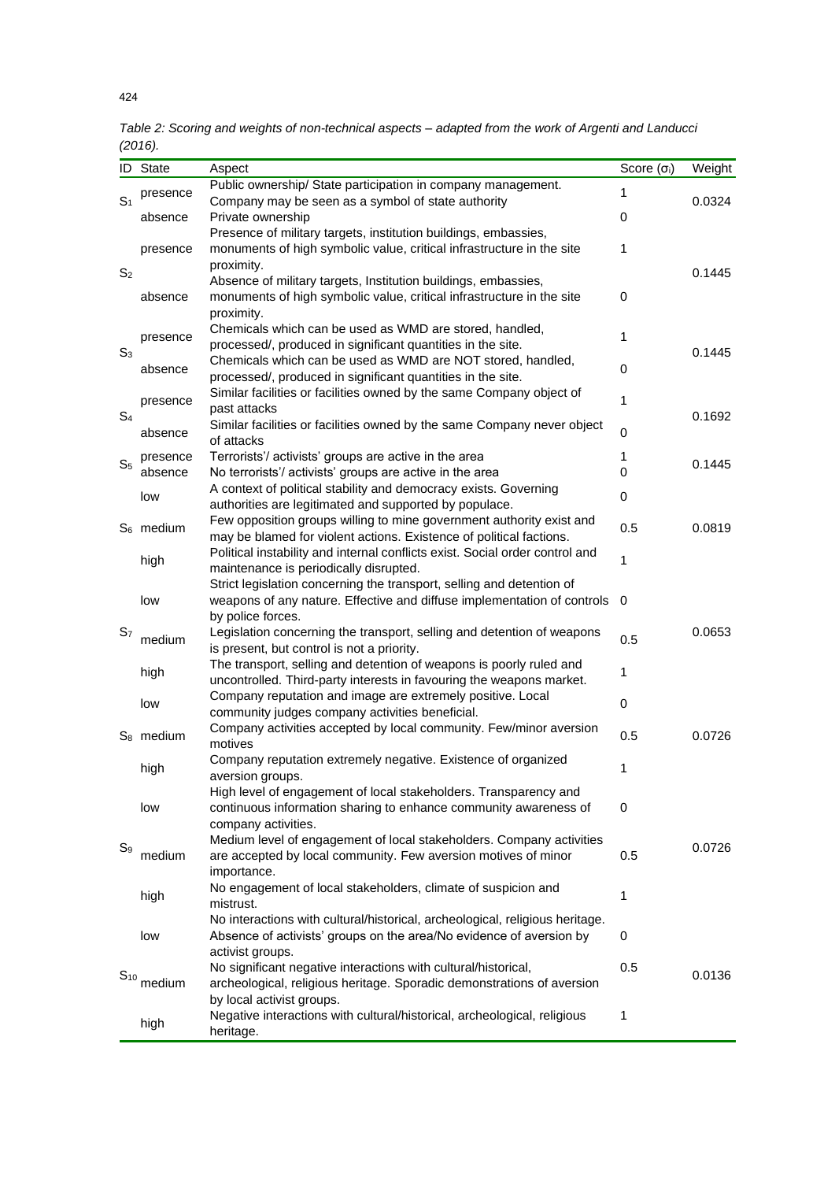*Table 2: Scoring and weights of non-technical aspects – adapted from the work of Argenti and Landucci (2016).*

| ID | State | Aspect | Score ($\sigma_i$) | Weight |
|---|---|---|---|---|
| $S_1$ | presence | Public ownership/ State participation in company management. Company may be seen as a symbol of state authority | 1 | 0.0324 |
| | absence | Private ownership | 0 | |
| $S_2$ | presence | Presence of military targets, institution buildings, embassies, monuments of high symbolic value, critical infrastructure in the site proximity. | 1 | 0.1445 |
| | absence | Absence of military targets, Institution buildings, embassies, monuments of high symbolic value, critical infrastructure in the site proximity. | 0 | |
| $S_3$ | presence | Chemicals which can be used as WMD are stored, handled, processed/, produced in significant quantities in the site. | 1 | 0.1445 |
| | absence | Chemicals which can be used as WMD are NOT stored, handled, processed/, produced in significant quantities in the site. | 0 | |
| $S_4$ | presence | Similar facilities or facilities owned by the same Company object of past attacks | 1 | 0.1692 |
| | absence | Similar facilities or facilities owned by the same Company never object of attacks | 0 | |
| $S_5$ | presence | Terrorists'/ activists' groups are active in the area | 1 | 0.1445 |
| | absence | No terrorists'/ activists' groups are active in the area | 0 | |
| $S_6$ | low | A context of political stability and democracy exists. Governing authorities are legitimated and supported by populace. | 0 | 0.0819 |
| | medium | Few opposition groups willing to mine government authority exist and may be blamed for violent actions. Existence of political factions. | 0.5 | |
| | high | Political instability and internal conflicts exist. Social order control and maintenance is periodically disrupted. | 1 | |
| $S_7$ | low | Strict legislation concerning the transport, selling and detention of weapons of any nature. Effective and diffuse implementation of controls by police forces. | 0 | 0.0653 |
| | medium | Legislation concerning the transport, selling and detention of weapons is present, but control is not a priority. | 0.5 | |
| | high | The transport, selling and detention of weapons is poorly ruled and uncontrolled. Third-party interests in favouring the weapons market. | 1 | |
| $S_8$ | low | Company reputation and image are extremely positive. Local community judges company activities beneficial. | 0 | 0.0726 |
| | medium | Company activities accepted by local community. Few/minor aversion motives | 0.5 | |
| | high | Company reputation extremely negative. Existence of organized aversion groups. | 1 | |
| $S_9$ | low | High level of engagement of local stakeholders. Transparency and continuous information sharing to enhance community awareness of company activities. | 0 | 0.0726 |
| | medium | Medium level of engagement of local stakeholders. Company activities are accepted by local community. Few aversion motives of minor importance. | 0.5 | |
| | high | No engagement of local stakeholders, climate of suspicion and mistrust. | 1 | |
| $S_{10}$ | low | No interactions with cultural/historical, archeological, religious heritage. Absence of activists' groups on the area/No evidence of aversion by activist groups. | 0 | 0.0136 |
| | medium | No significant negative interactions with cultural/historical, archeological, religious heritage. Sporadic demonstrations of aversion by local activist groups. | 0.5 | |
| | high | Negative interactions with cultural/historical, archeological, religious heritage. | 1 | |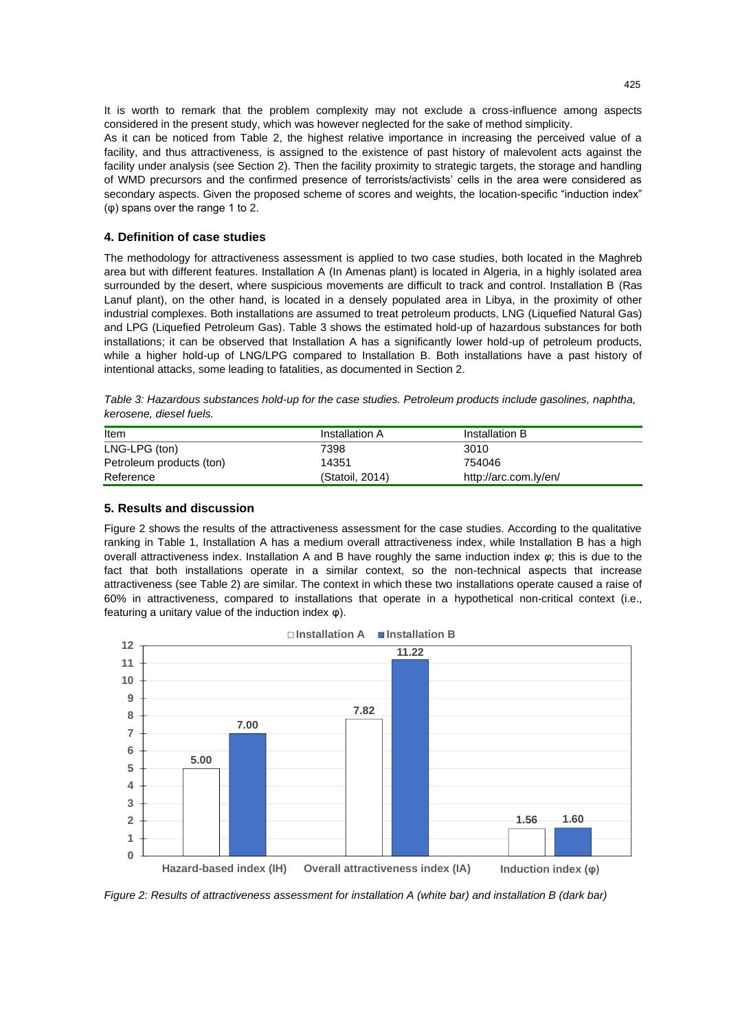It is worth to remark that the problem complexity may not exclude a cross-influence among aspects considered in the present study, which was however neglected for the sake of method simplicity.

As it can be noticed from Table 2, the highest relative importance in increasing the perceived value of a facility, and thus attractiveness, is assigned to the existence of past history of malevolent acts against the facility under analysis (see Section 2). Then the facility proximity to strategic targets, the storage and handling of WMD precursors and the confirmed presence of terrorists/activists' cells in the area were considered as secondary aspects. Given the proposed scheme of scores and weights, the location-specific "induction index" ($\varphi$) spans over the range 1 to 2.

## 4. Definition of case studies

The methodology for attractiveness assessment is applied to two case studies, both located in the Maghreb area but with different features. Installation A (In Amenas plant) is located in Algeria, in a highly isolated area surrounded by the desert, where suspicious movements are difficult to track and control. Installation B (Ras Lanuf plant), on the other hand, is located in a densely populated area in Libya, in the proximity of other industrial complexes. Both installations are assumed to treat petroleum products, LNG (Liquefied Natural Gas) and LPG (Liquefied Petroleum Gas). Table 3 shows the estimated hold-up of hazardous substances for both installations; it can be observed that Installation A has a significantly lower hold-up of petroleum products, while a higher hold-up of LNG/LPG compared to Installation B. Both installations have a past history of intentional attacks, some leading to fatalities, as documented in Section 2.

*Table 3: Hazardous substances hold-up for the case studies. Petroleum products include gasolines, naphtha, kerosene, diesel fuels.*

| Item | Installation A | Installation B |
|---|---|---|
| LNG-LPG (ton) | 7398 | 3010 |
| Petroleum products (ton) | 14351 | 754046 |
| Reference | (Statoil, 2014) | http://arc.com.ly/en/ |

## 5. Results and discussion

Figure 2 shows the results of the attractiveness assessment for the case studies. According to the qualitative ranking in Table 1, Installation A has a medium overall attractiveness index, while Installation B has a high overall attractiveness index. Installation A and B have roughly the same induction index $\varphi$; this is due to the fact that both installations operate in a similar context, so the non-technical aspects that increase attractiveness (see Table 2) are similar. The context in which these two installations operate caused a raise of 60% in attractiveness, compared to installations that operate in a hypothetical non-critical context (i.e., featuring a unitary value of the induction index $\varphi$).

| | Installation A | Installation B |
|---|---|---|
| Hazard-based index (IH) | 5.00 | 7.00 |
| Overall attractiveness index (IA) | 7.82 | 11.22 |
| Induction index ($\varphi$) | 1.56 | 1.60 |

*Figure 2: Results of attractiveness assessment for installation A (white bar) and installation B (dark bar)*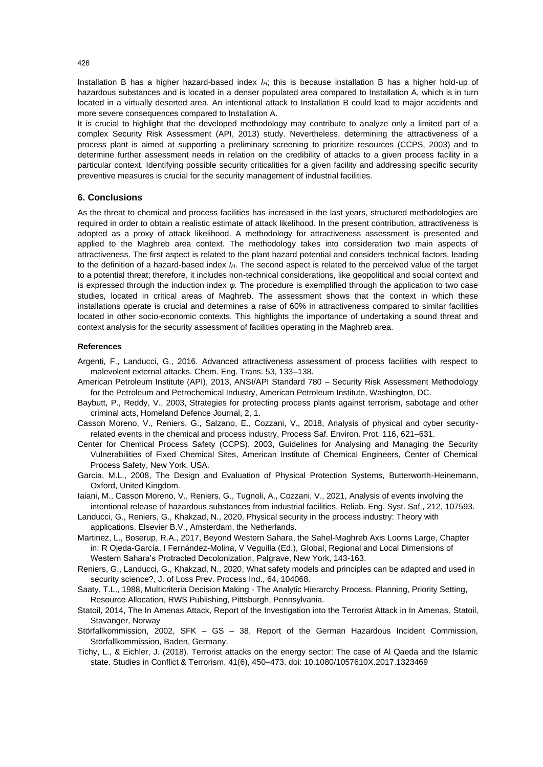Installation B has a higher hazard-based index $I_H$; this is because installation B has a higher hold-up of hazardous substances and is located in a denser populated area compared to Installation A, which is in turn located in a virtually deserted area. An intentional attack to Installation B could lead to major accidents and more severe consequences compared to Installation A.

It is crucial to highlight that the developed methodology may contribute to analyze only a limited part of a complex Security Risk Assessment (API, 2013) study. Nevertheless, determining the attractiveness of a process plant is aimed at supporting a preliminary screening to prioritize resources (CCPS, 2003) and to determine further assessment needs in relation on the credibility of attacks to a given process facility in a particular context. Identifying possible security criticalities for a given facility and addressing specific security preventive measures is crucial for the security management of industrial facilities.

## 6. Conclusions

As the threat to chemical and process facilities has increased in the last years, structured methodologies are required in order to obtain a realistic estimate of attack likelihood. In the present contribution, attractiveness is adopted as a proxy of attack likelihood. A methodology for attractiveness assessment is presented and applied to the Maghreb area context. The methodology takes into consideration two main aspects of attractiveness. The first aspect is related to the plant hazard potential and considers technical factors, leading to the definition of a hazard-based index $I_H$. The second aspect is related to the perceived value of the target to a potential threat; therefore, it includes non-technical considerations, like geopolitical and social context and is expressed through the induction index $\varphi$. The procedure is exemplified through the application to two case studies, located in critical areas of Maghreb. The assessment shows that the context in which these installations operate is crucial and determines a raise of 60% in attractiveness compared to similar facilities located in other socio-economic contexts. This highlights the importance of undertaking a sound threat and context analysis for the security assessment of facilities operating in the Maghreb area.

### References

Argenti, F., Landucci, G., 2016. Advanced attractiveness assessment of process facilities with respect to malevolent external attacks. Chem. Eng. Trans. 53, 133–138.

American Petroleum Institute (API), 2013, ANSI/API Standard 780 – Security Risk Assessment Methodology for the Petroleum and Petrochemical Industry, American Petroleum Institute, Washington, DC.

Baybutt, P., Reddy, V., 2003, Strategies for protecting process plants against terrorism, sabotage and other criminal acts, Homeland Defence Journal, 2, 1.

Casson Moreno, V., Reniers, G., Salzano, E., Cozzani, V., 2018, Analysis of physical and cyber security-related events in the chemical and process industry, Process Saf. Environ. Prot. 116, 621–631.

Center for Chemical Process Safety (CCPS), 2003, Guidelines for Analysing and Managing the Security Vulnerabilities of Fixed Chemical Sites, American Institute of Chemical Engineers, Center of Chemical Process Safety, New York, USA.

Garcia, M.L., 2008, The Design and Evaluation of Physical Protection Systems, Butterworth-Heinemann, Oxford, United Kingdom.

Iaiani, M., Casson Moreno, V., Reniers, G., Tugnoli, A., Cozzani, V., 2021, Analysis of events involving the intentional release of hazardous substances from industrial facilities, Reliab. Eng. Syst. Saf., 212, 107593.

Landucci, G., Reniers, G., Khakzad, N., 2020, Physical security in the process industry: Theory with applications, Elsevier B.V., Amsterdam, the Netherlands.

Martinez, L., Boserup, R.A., 2017, Beyond Western Sahara, the Sahel-Maghreb Axis Looms Large, Chapter in: R Ojeda-García, I Fernández-Molina, V Veguilla (Ed.), Global, Regional and Local Dimensions of Western Sahara's Protracted Decolonization, Palgrave, New York, 143-163.

Reniers, G., Landucci, G., Khakzad, N., 2020, What safety models and principles can be adapted and used in security science?, J. of Loss Prev. Process Ind., 64, 104068.

Saaty, T.L., 1988, Multicriteria Decision Making - The Analytic Hierarchy Process. Planning, Priority Setting, Resource Allocation, RWS Publishing, Pittsburgh, Pennsylvania.

Statoil, 2014, The In Amenas Attack, Report of the Investigation into the Terrorist Attack in In Amenas, Statoil, Stavanger, Norway

Störfallkommission, 2002, SFK – GS – 38, Report of the German Hazardous Incident Commission, Störfallkommission, Baden, Germany.

Tichy, L., & Eichler, J. (2018). Terrorist attacks on the energy sector: The case of Al Qaeda and the Islamic state. Studies in Conflict & Terrorism, 41(6), 450–473. doi: 10.1080/1057610X.2017.1323469